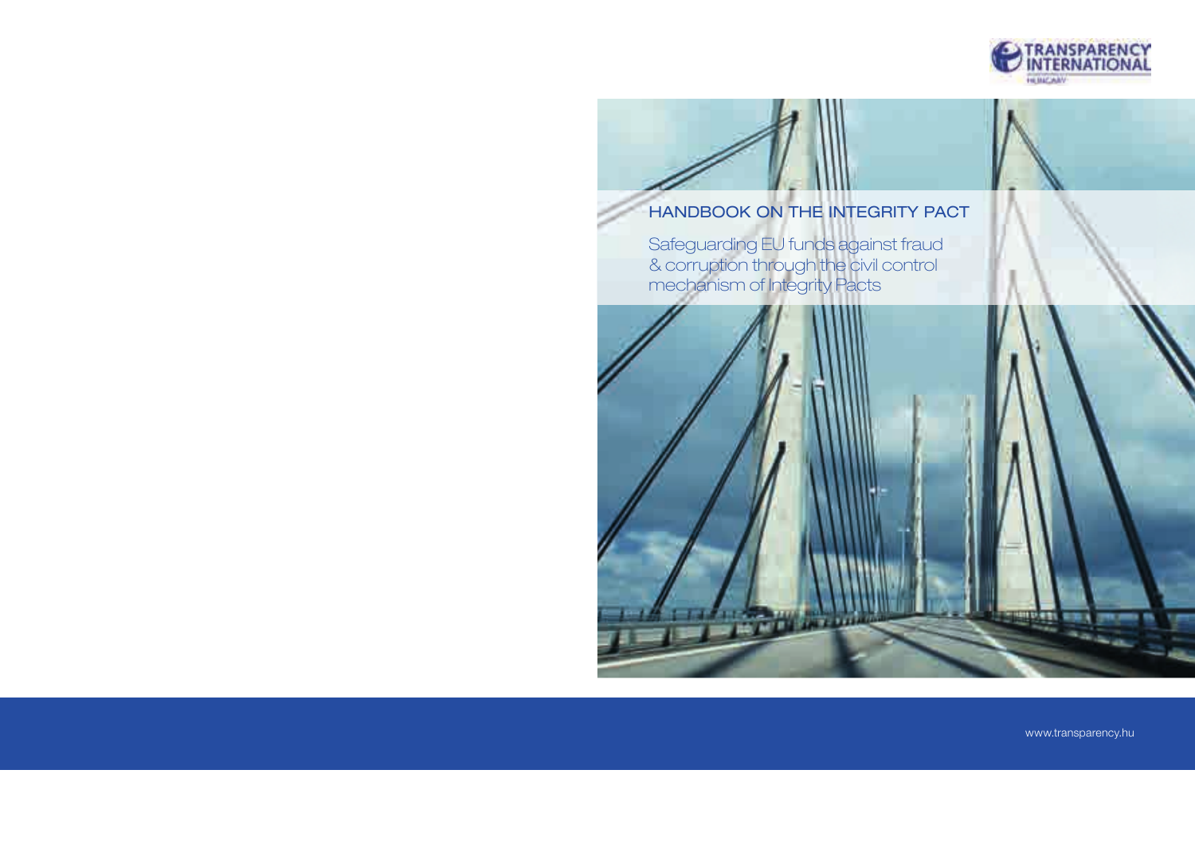TRANSPARENCY INTERNATIONAL

HUNGARY

# HANDBOOK ON THE INTEGRITY PACT

## Safeguarding EU funds against fraud & corruption through the civil control mechanism of Integrity Pacts

www.transparency.hu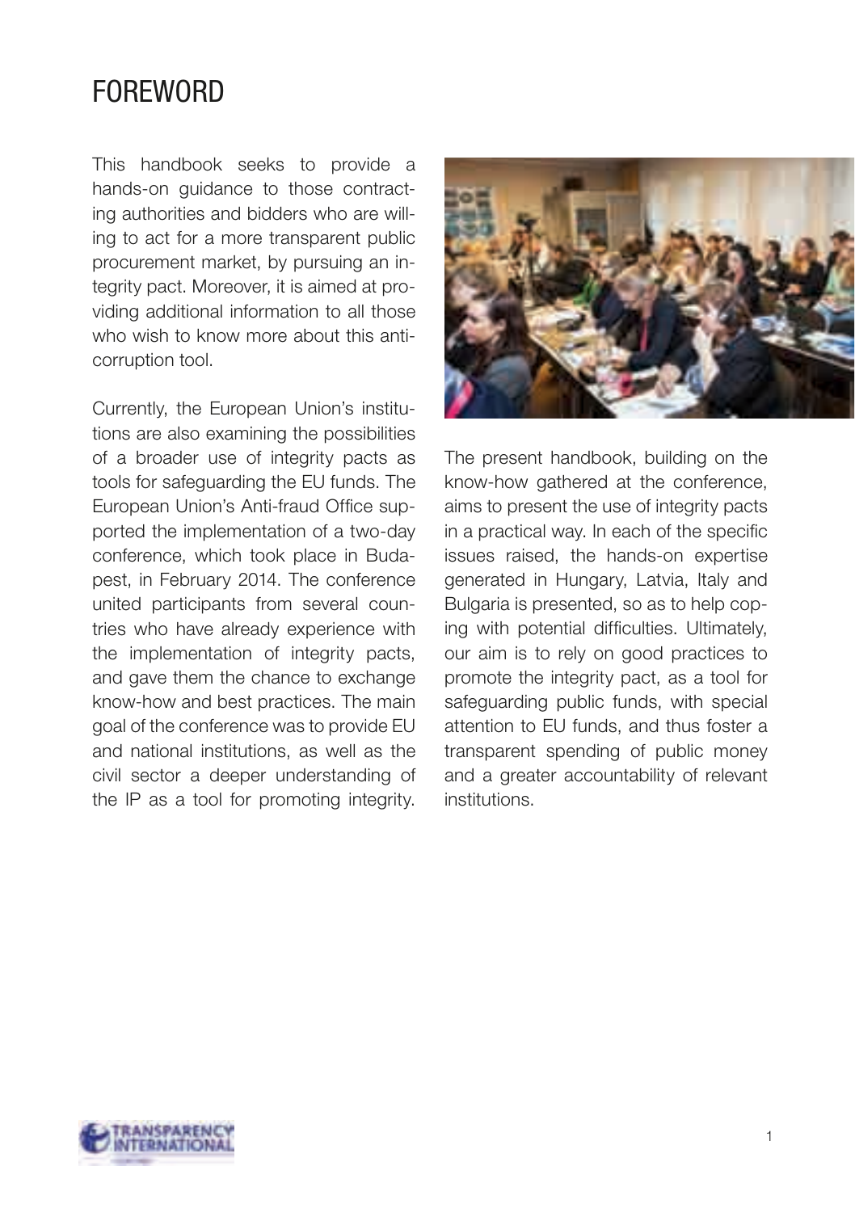# FOREWORD

This handbook seeks to provide a hands-on guidance to those contracting authorities and bidders who are willing to act for a more transparent public procurement market, by pursuing an integrity pact. Moreover, it is aimed at providing additional information to all those who wish to know more about this anti-corruption tool.

Currently, the European Union's institutions are also examining the possibilities of a broader use of integrity pacts as tools for safeguarding the EU funds. The European Union's Anti-fraud Office supported the implementation of a two-day conference, which took place in Budapest, in February 2014. The conference united participants from several countries who have already experience with the implementation of integrity pacts, and gave them the chance to exchange know-how and best practices. The main goal of the conference was to provide EU and national institutions, as well as the civil sector a deeper understanding of the IP as a tool for promoting integrity.

The present handbook, building on the know-how gathered at the conference, aims to present the use of integrity pacts in a practical way. In each of the specific issues raised, the hands-on expertise generated in Hungary, Latvia, Italy and Bulgaria is presented, so as to help coping with potential difficulties. Ultimately, our aim is to rely on good practices to promote the integrity pact, as a tool for safeguarding public funds, with special attention to EU funds, and thus foster a transparent spending of public money and a greater accountability of relevant institutions.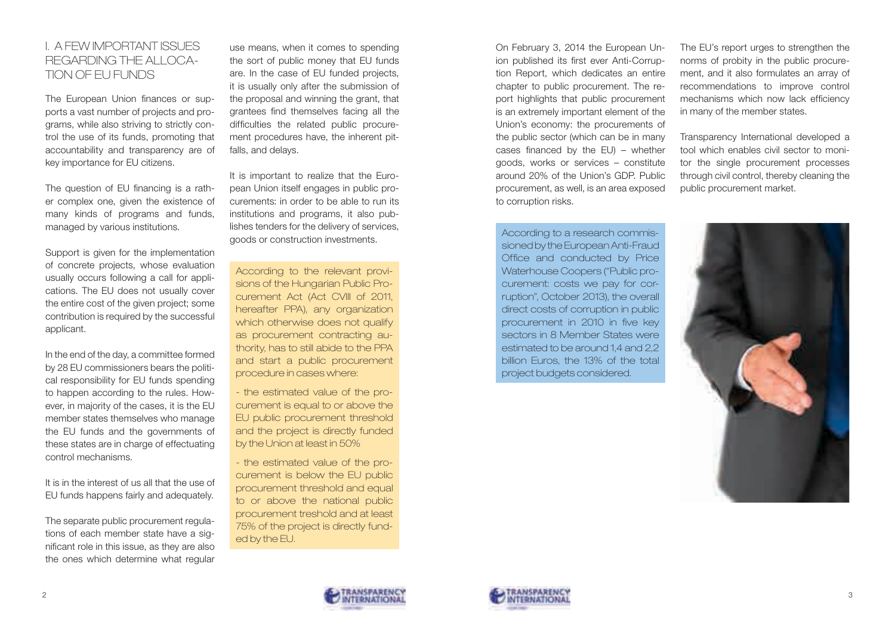## I. A FEW IMPORTANT ISSUES REGARDING THE ALLOCATION OF EU FUNDS

The European Union finances or supports a vast number of projects and programs, while also striving to strictly control the use of its funds, promoting that accountability and transparency are of key importance for EU citizens.

The question of EU financing is a rather complex one, given the existence of many kinds of programs and funds, managed by various institutions.

Support is given for the implementation of concrete projects, whose evaluation usually occurs following a call for applications. The EU does not usually cover the entire cost of the given project; some contribution is required by the successful applicant.

In the end of the day, a committee formed by 28 EU commissioners bears the political responsibility for EU funds spending to happen according to the rules. However, in majority of the cases, it is the EU member states themselves who manage the EU funds and the governments of these states are in charge of effectuating control mechanisms.

It is in the interest of us all that the use of EU funds happens fairly and adequately.

The separate public procurement regulations of each member state have a significant role in this issue, as they are also the ones which determine what regular use means, when it comes to spending the sort of public money that EU funds are. In the case of EU funded projects, it is usually only after the submission of the proposal and winning the grant, that grantees find themselves facing all the difficulties the related public procurement procedures have, the inherent pitfalls, and delays.

It is important to realize that the European Union itself engages in public procurements: in order to be able to run its institutions and programs, it also publishes tenders for the delivery of services, goods or construction investments.

According to the relevant provisions of the Hungarian Public Procurement Act (Act CVIII of 2011, hereafter PPA), any organization which otherwise does not qualify as procurement contracting authority, has to still abide to the PPA and start a public procurement procedure in cases where:

- the estimated value of the procurement is equal to or above the EU public procurement threshold and the project is directly funded by the Union at least in 50%

- the estimated value of the procurement is below the EU public procurement threshold and equal to or above the national public procurement treshold and at least 75% of the project is directly funded by the EU.

On February 3, 2014 the European Union published its first ever Anti-Corruption Report, which dedicates an entire chapter to public procurement. The report highlights that public procurement is an extremely important element of the Union's economy: the procurements of the public sector (which can be in many cases financed by the EU) – whether goods, works or services – constitute around 20% of the Union's GDP. Public procurement, as well, is an area exposed to corruption risks.

According to a research commissioned by the European Anti-Fraud Office and conducted by Price Waterhouse Coopers ("Public procurement: costs we pay for corruption", October 2013), the overall direct costs of corruption in public procurement in 2010 in five key sectors in 8 Member States were estimated to be around 1,4 and 2,2 billion Euros, the 13% of the total project budgets considered.

The EU's report urges to strengthen the norms of probity in the public procurement, and it also formulates an array of recommendations to improve control mechanisms which now lack efficiency in many of the member states.

Transparency International developed a tool which enables civil sector to monitor the single procurement processes through civil control, thereby cleaning the public procurement market.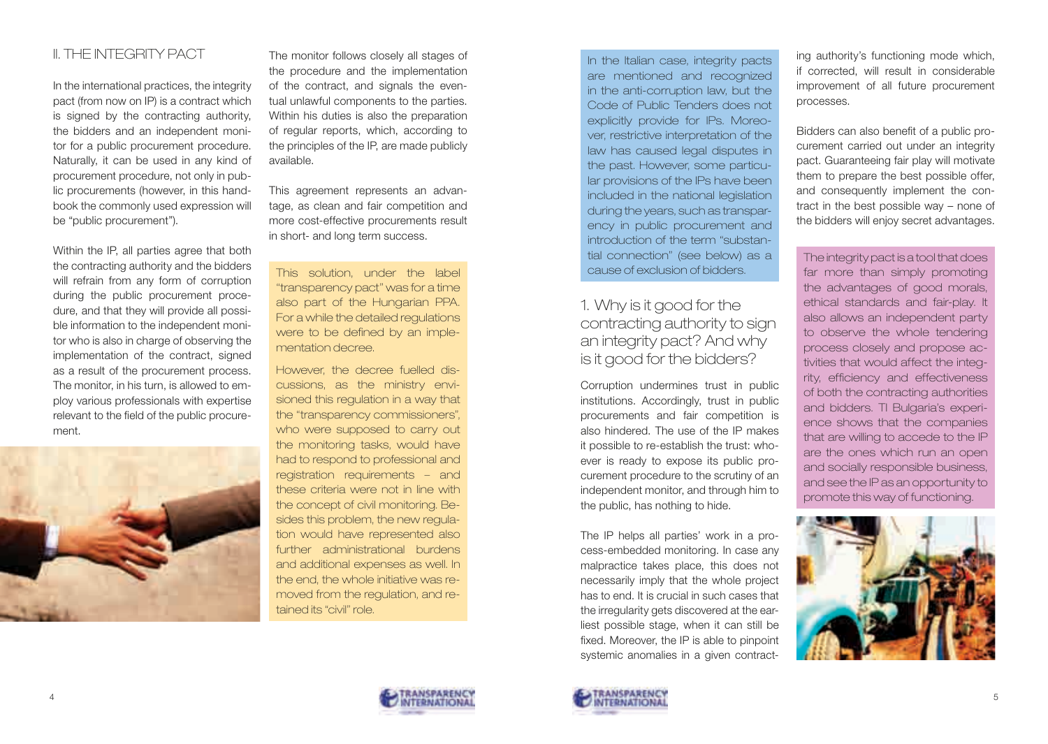## II. THE INTEGRITY PACT

In the international practices, the integrity pact (from now on IP) is a contract which is signed by the contracting authority, the bidders and an independent monitor for a public procurement procedure. Naturally, it can be used in any kind of procurement procedure, not only in public procurements (however, in this handbook the commonly used expression will be "public procurement").

Within the IP, all parties agree that both the contracting authority and the bidders will refrain from any form of corruption during the public procurement procedure, and that they will provide all possible information to the independent monitor who is also in charge of observing the implementation of the contract, signed as a result of the procurement process. The monitor, in his turn, is allowed to employ various professionals with expertise relevant to the field of the public procurement.

The monitor follows closely all stages of the procedure and the implementation of the contract, and signals the eventual unlawful components to the parties. Within his duties is also the preparation of regular reports, which, according to the principles of the IP, are made publicly available.

This agreement represents an advantage, as clean and fair competition and more cost-effective procurements result in short- and long term success.

This solution, under the label "transparency pact" was for a time also part of the Hungarian PPA. For a while the detailed regulations were to be defined by an implementation decree.

However, the decree fuelled discussions, as the ministry envisioned this regulation in a way that the "transparency commissioners", who were supposed to carry out the monitoring tasks, would have had to respond to professional and registration requirements – and these criteria were not in line with the concept of civil monitoring. Besides this problem, the new regulation would have represented also further administrational burdens and additional expenses as well. In the end, the whole initiative was removed from the regulation, and retained its "civil" role.

In the Italian case, integrity pacts are mentioned and recognized in the anti-corruption law, but the Code of Public Tenders does not explicitly provide for IPs. Moreover, restrictive interpretation of the law has caused legal disputes in the past. However, some particular provisions of the IPs have been included in the national legislation during the years, such as transparency in public procurement and introduction of the term "substantial connection" (see below) as a cause of exclusion of bidders.

### 1. Why is it good for the contracting authority to sign an integrity pact? And why is it good for the bidders?

Corruption undermines trust in public institutions. Accordingly, trust in public procurements and fair competition is also hindered. The use of the IP makes it possible to re-establish the trust: whoever is ready to expose its public procurement procedure to the scrutiny of an independent monitor, and through him to the public, has nothing to hide.

The IP helps all parties' work in a process-embedded monitoring. In case any malpractice takes place, this does not necessarily imply that the whole project has to end. It is crucial in such cases that the irregularity gets discovered at the earliest possible stage, when it can still be fixed. Moreover, the IP is able to pinpoint systemic anomalies in a given contracting authority's functioning mode which, if corrected, will result in considerable improvement of all future procurement processes.

Bidders can also benefit of a public procurement carried out under an integrity pact. Guaranteeing fair play will motivate them to prepare the best possible offer, and consequently implement the contract in the best possible way – none of the bidders will enjoy secret advantages.

The integrity pact is a tool that does far more than simply promoting the advantages of good morals, ethical standards and fair-play. It also allows an independent party to observe the whole tendering process closely and propose activities that would affect the integrity, efficiency and effectiveness of both the contracting authorities and bidders. TI Bulgaria's experience shows that the companies that are willing to accede to the IP are the ones which run an open and socially responsible business, and see the IP as an opportunity to promote this way of functioning.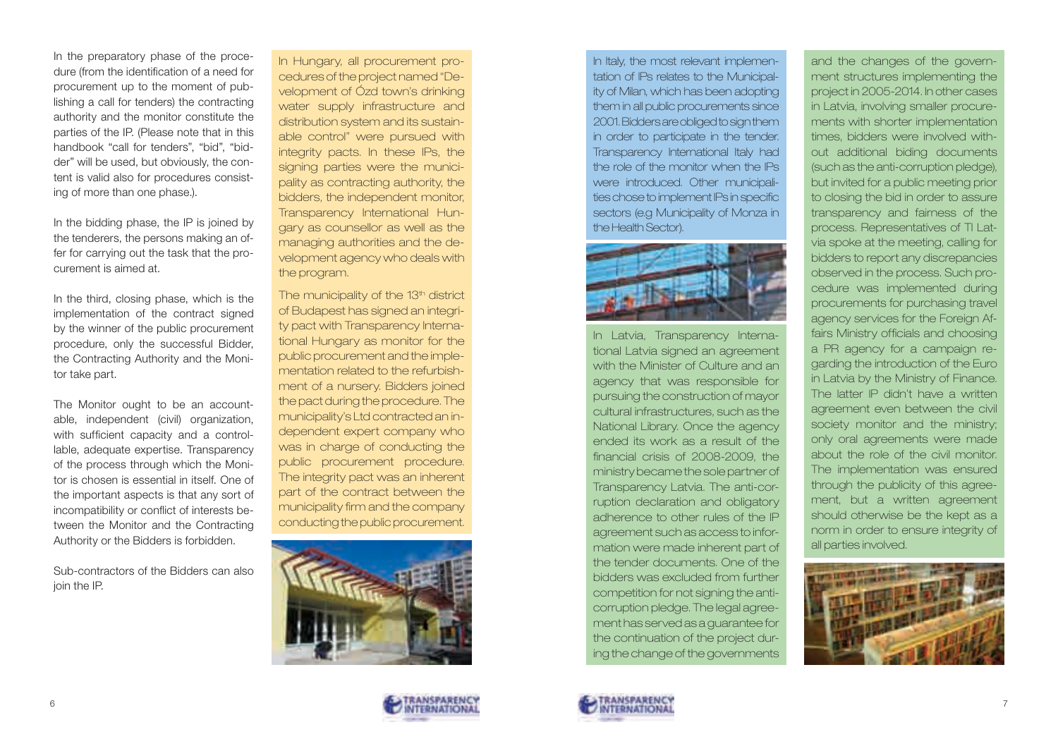In the preparatory phase of the procedure (from the identification of a need for procurement up to the moment of publishing a call for tenders) the contracting authority and the monitor constitute the parties of the IP. (Please note that in this handbook "call for tenders", "bid", "bidder" will be used, but obviously, the content is valid also for procedures consisting of more than one phase.).

In the bidding phase, the IP is joined by the tenderers, the persons making an offer for carrying out the task that the procurement is aimed at.

In the third, closing phase, which is the implementation of the contract signed by the winner of the public procurement procedure, only the successful Bidder, the Contracting Authority and the Monitor take part.

The Monitor ought to be an accountable, independent (civil) organization, with sufficient capacity and a controllable, adequate expertise. Transparency of the process through which the Monitor is chosen is essential in itself. One of the important aspects is that any sort of incompatibility or conflict of interests between the Monitor and the Contracting Authority or the Bidders is forbidden.

Sub-contractors of the Bidders can also join the IP.

In Hungary, all procurement procedures of the project named "Development of Ózd town's drinking water supply infrastructure and distribution system and its sustainable control" were pursued with integrity pacts. In these IPs, the signing parties were the municipality as contracting authority, the bidders, the independent monitor, Transparency International Hungary as counsellor as well as the managing authorities and the development agency who deals with the program.

The municipality of the 13th district of Budapest has signed an integrity pact with Transparency International Hungary as monitor for the public procurement and the implementation related to the refurbishment of a nursery. Bidders joined the pact during the procedure. The municipality's Ltd contracted an independent expert company who was in charge of conducting the public procurement procedure. The integrity pact was an inherent part of the contract between the municipality firm and the company conducting the public procurement.

In Italy, the most relevant implementation of IPs relates to the Municipality of Milan, which has been adopting them in all public procurements since 2001. Bidders are obliged to sign them in order to participate in the tender. Transparency International Italy had the role of the monitor when the IPs were introduced. Other municipalities chose to implement IPs in specific sectors (e.g Municipality of Monza in the Health Sector).

In Latvia, Transparency International Latvia signed an agreement with the Minister of Culture and an agency that was responsible for pursuing the construction of mayor cultural infrastructures, such as the National Library. Once the agency ended its work as a result of the financial crisis of 2008-2009, the ministry became the sole partner of Transparency Latvia. The anti-corruption declaration and obligatory adherence to other rules of the IP agreement such as access to information were made inherent part of the tender documents. One of the bidders was excluded from further competition for not signing the anti-corruption pledge. The legal agreement has served as a guarantee for the continuation of the project during the change of the governments and the changes of the government structures implementing the project in 2005-2014. In other cases in Latvia, involving smaller procurements with shorter implementation times, bidders were involved without additional biding documents (such as the anti-corruption pledge), but invited for a public meeting prior to closing the bid in order to assure transparency and fairness of the process. Representatives of TI Latvia spoke at the meeting, calling for bidders to report any discrepancies observed in the process. Such procedure was implemented during procurements for purchasing travel agency services for the Foreign Affairs Ministry officials and choosing a PR agency for a campaign regarding the introduction of the Euro in Latvia by the Ministry of Finance. The latter IP didn't have a written agreement even between the civil society monitor and the ministry; only oral agreements were made about the role of the civil monitor. The implementation was ensured through the publicity of this agreement, but a written agreement should otherwise be the kept as a norm in order to ensure integrity of all parties involved.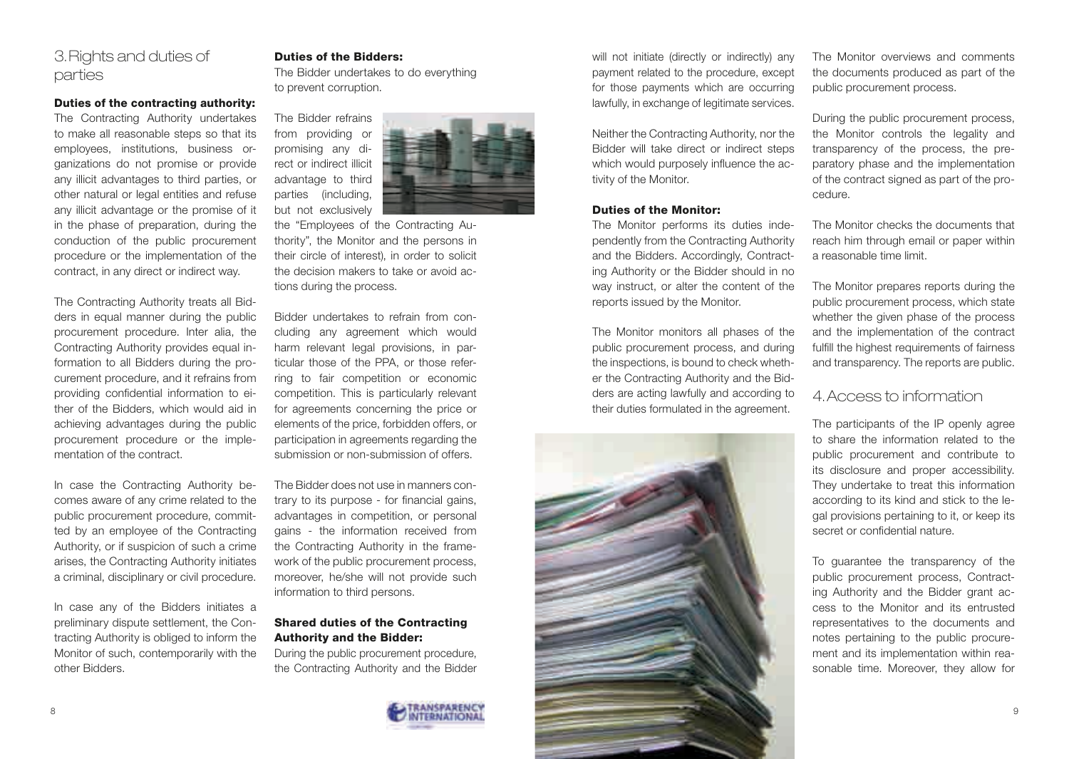## 3. Rights and duties of parties

**Duties of the contracting authority:**

The Contracting Authority undertakes to make all reasonable steps so that its employees, institutions, business organizations do not promise or provide any illicit advantages to third parties, or other natural or legal entities and refuse any illicit advantage or the promise of it in the phase of preparation, during the conduction of the public procurement procedure or the implementation of the contract, in any direct or indirect way.

The Contracting Authority treats all Bidders in equal manner during the public procurement procedure. Inter alia, the Contracting Authority provides equal information to all Bidders during the procurement procedure, and it refrains from providing confidential information to either of the Bidders, which would aid in achieving advantages during the public procurement procedure or the implementation of the contract.

In case the Contracting Authority becomes aware of any crime related to the public procurement procedure, committed by an employee of the Contracting Authority, or if suspicion of such a crime arises, the Contracting Authority initiates a criminal, disciplinary or civil procedure.

In case any of the Bidders initiates a preliminary dispute settlement, the Contracting Authority is obliged to inform the Monitor of such, contemporarily with the other Bidders.

**Duties of the Bidders:**

The Bidder undertakes to do everything to prevent corruption.

The Bidder refrains from providing or promising any direct or indirect illicit advantage to third parties (including, but not exclusively the "Employees of the Contracting Authority", the Monitor and the persons in their circle of interest), in order to solicit the decision makers to take or avoid actions during the process.

Bidder undertakes to refrain from concluding any agreement which would harm relevant legal provisions, in particular those of the PPA, or those referring to fair competition or economic competition. This is particularly relevant for agreements concerning the price or elements of the price, forbidden offers, or participation in agreements regarding the submission or non-submission of offers.

The Bidder does not use in manners contrary to its purpose - for financial gains, advantages in competition, or personal gains - the information received from the Contracting Authority in the framework of the public procurement process, moreover, he/she will not provide such information to third persons.

**Shared duties of the Contracting Authority and the Bidder:**

During the public procurement procedure, the Contracting Authority and the Bidder will not initiate (directly or indirectly) any payment related to the procedure, except for those payments which are occurring lawfully, in exchange of legitimate services.

Neither the Contracting Authority, nor the Bidder will take direct or indirect steps which would purposely influence the activity of the Monitor.

**Duties of the Monitor:**

The Monitor performs its duties independently from the Contracting Authority and the Bidders. Accordingly, Contracting Authority or the Bidder should in no way instruct, or alter the content of the reports issued by the Monitor.

The Monitor monitors all phases of the public procurement process, and during the inspections, is bound to check whether the Contracting Authority and the Bidders are acting lawfully and according to their duties formulated in the agreement.

The Monitor overviews and comments the documents produced as part of the public procurement process.

During the public procurement process, the Monitor controls the legality and transparency of the process, the preparatory phase and the implementation of the contract signed as part of the procedure.

The Monitor checks the documents that reach him through email or paper within a reasonable time limit.

The Monitor prepares reports during the public procurement process, which state whether the given phase of the process and the implementation of the contract fulfill the highest requirements of fairness and transparency. The reports are public.

## 4. Access to information

The participants of the IP openly agree to share the information related to the public procurement and contribute to its disclosure and proper accessibility. They undertake to treat this information according to its kind and stick to the legal provisions pertaining to it, or keep its secret or confidential nature.

To guarantee the transparency of the public procurement process, Contracting Authority and the Bidder grant access to the Monitor and its entrusted representatives to the documents and notes pertaining to the public procurement and its implementation within reasonable time. Moreover, they allow for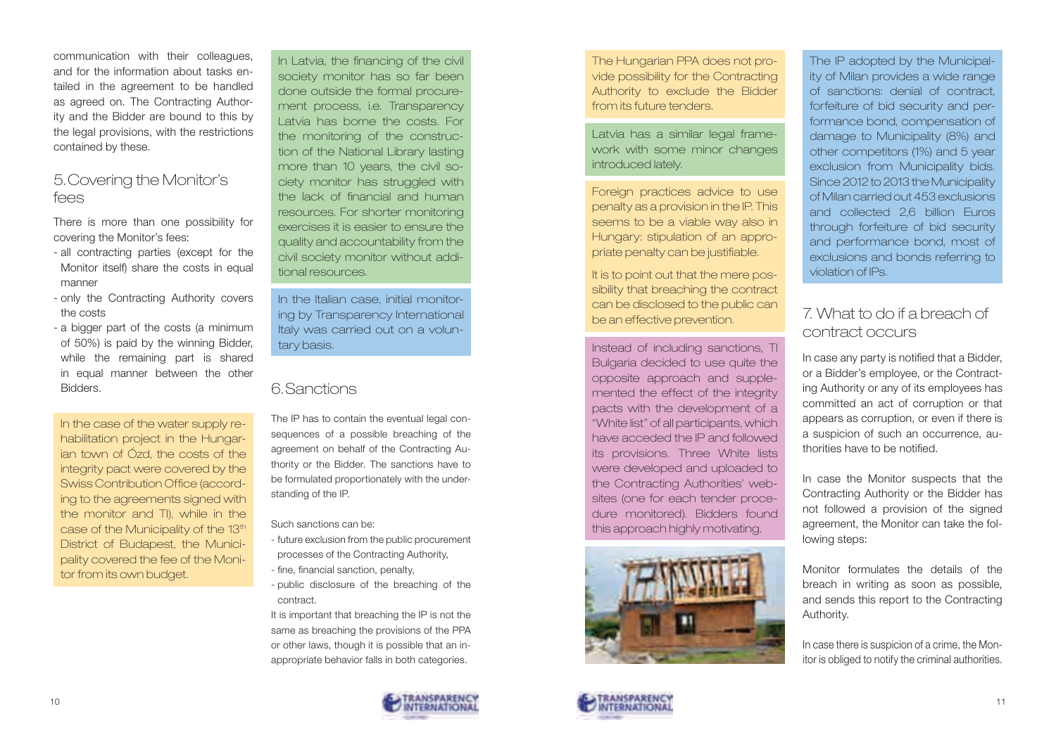communication with their colleagues, and for the information about tasks entailed in the agreement to be handled as agreed on. The Contracting Authority and the Bidder are bound to this by the legal provisions, with the restrictions contained by these.

## 5. Covering the Monitor's fees

There is more than one possibility for covering the Monitor's fees:

- all contracting parties (except for the Monitor itself) share the costs in equal manner
- only the Contracting Authority covers the costs
- a bigger part of the costs (a minimum of 50%) is paid by the winning Bidder, while the remaining part is shared in equal manner between the other Bidders.

In the case of the water supply rehabilitation project in the Hungarian town of Ózd, the costs of the integrity pact were covered by the Swiss Contribution Office (according to the agreements signed with the monitor and TI), while in the case of the Municipality of the 13th District of Budapest, the Municipality covered the fee of the Monitor from its own budget.

In Latvia, the financing of the civil society monitor has so far been done outside the formal procurement process, i.e. Transparency Latvia has borne the costs. For the monitoring of the construction of the National Library lasting more than 10 years, the civil society monitor has struggled with the lack of financial and human resources. For shorter monitoring exercises it is easier to ensure the quality and accountability from the civil society monitor without additional resources.

In the Italian case, initial monitoring by Transparency International Italy was carried out on a voluntary basis.

## 6. Sanctions

The IP has to contain the eventual legal consequences of a possible breaching of the agreement on behalf of the Contracting Authority or the Bidder. The sanctions have to be formulated proportionately with the understanding of the IP.

Such sanctions can be:

- future exclusion from the public procurement processes of the Contracting Authority,
- fine, financial sanction, penalty,
- public disclosure of the breaching of the contract.

It is important that breaching the IP is not the same as breaching the provisions of the PPA or other laws, though it is possible that an inappropriate behavior falls in both categories.

The Hungarian PPA does not provide possibility for the Contracting Authority to exclude the Bidder from its future tenders.

Latvia has a similar legal framework with some minor changes introduced lately.

Foreign practices advice to use penalty as a provision in the IP. This seems to be a viable way also in Hungary: stipulation of an appropriate penalty can be justifiable.

It is to point out that the mere possibility that breaching the contract can be disclosed to the public can be an effective prevention.

Instead of including sanctions, TI Bulgaria decided to use quite the opposite approach and supplemented the effect of the integrity pacts with the development of a "White list" of all participants, which have acceded the IP and followed its provisions. Three White lists were developed and uploaded to the Contracting Authorities' websites (one for each tender procedure monitored). Bidders found this approach highly motivating.

The IP adopted by the Municipality of Milan provides a wide range of sanctions: denial of contract, forfeiture of bid security and performance bond, compensation of damage to Municipality (8%) and other competitors (1%) and 5 year exclusion from Municipality bids. Since 2012 to 2013 the Municipality of Milan carried out 453 exclusions and collected 2,6 billion Euros through forfeiture of bid security and performance bond, most of exclusions and bonds referring to violation of IPs.

## 7. What to do if a breach of contract occurs

In case any party is notified that a Bidder, or a Bidder's employee, or the Contracting Authority or any of its employees has committed an act of corruption or that appears as corruption, or even if there is a suspicion of such an occurrence, authorities have to be notified.

In case the Monitor suspects that the Contracting Authority or the Bidder has not followed a provision of the signed agreement, the Monitor can take the following steps:

Monitor formulates the details of the breach in writing as soon as possible, and sends this report to the Contracting Authority.

In case there is suspicion of a crime, the Monitor is obliged to notify the criminal authorities.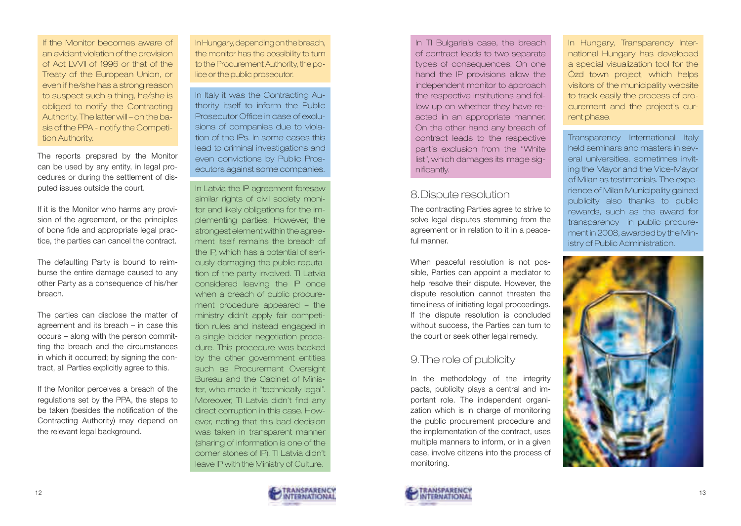If the Monitor becomes aware of an evident violation of the provision of Act LVVII of 1996 or that of the Treaty of the European Union, or even if he/she has a strong reason to suspect such a thing, he/she is obliged to notify the Contracting Authority. The latter will – on the basis of the PPA - notify the Competition Authority.

The reports prepared by the Monitor can be used by any entity, in legal procedures or during the settlement of disputed issues outside the court.

If it is the Monitor who harms any provision of the agreement, or the principles of bone fide and appropriate legal practice, the parties can cancel the contract.

The defaulting Party is bound to reimburse the entire damage caused to any other Party as a consequence of his/her breach.

The parties can disclose the matter of agreement and its breach – in case this occurs – along with the person committing the breach and the circumstances in which it occurred; by signing the contract, all Parties explicitly agree to this.

If the Monitor perceives a breach of the regulations set by the PPA, the steps to be taken (besides the notification of the Contracting Authority) may depend on the relevant legal background.

In Hungary, depending on the breach, the monitor has the possibility to turn to the Procurement Authority, the police or the public prosecutor.

In Italy it was the Contracting Authority itself to inform the Public Prosecutor Office in case of exclusions of companies due to violation of the IPs. In some cases this lead to criminal investigations and even convictions by Public Prosecutors against some companies.

In Latvia the IP agreement foresaw similar rights of civil society monitor and likely obligations for the implementing parties. However, the strongest element within the agreement itself remains the breach of the IP, which has a potential of seriously damaging the public reputation of the party involved. TI Latvia considered leaving the IP once when a breach of public procurement procedure appeared – the ministry didn't apply fair competition rules and instead engaged in a single bidder negotiation procedure. This procedure was backed by the other government entities such as Procurement Oversight Bureau and the Cabinet of Minister, who made it "technically legal". Moreover, TI Latvia didn't find any direct corruption in this case. However, noting that this bad decision was taken in transparent manner (sharing of information is one of the corner stones of IP), TI Latvia didn't leave IP with the Ministry of Culture.

In TI Bulgaria's case, the breach of contract leads to two separate types of consequences. On one hand the IP provisions allow the independent monitor to approach the respective institutions and follow up on whether they have reacted in an appropriate manner. On the other hand any breach of contract leads to the respective part's exclusion from the "White list", which damages its image significantly.

## 8. Dispute resolution

The contracting Parties agree to strive to solve legal disputes stemming from the agreement or in relation to it in a peaceful manner.

When peaceful resolution is not possible, Parties can appoint a mediator to help resolve their dispute. However, the dispute resolution cannot threaten the timeliness of initiating legal proceedings. If the dispute resolution is concluded without success, the Parties can turn to the court or seek other legal remedy.

## 9. The role of publicity

In the methodology of the integrity pacts, publicity plays a central and important role. The independent organization which is in charge of monitoring the public procurement procedure and the implementation of the contract, uses multiple manners to inform, or in a given case, involve citizens into the process of monitoring.

In Hungary, Transparency International Hungary has developed a special visualization tool for the Ózd town project, which helps visitors of the municipality website to track easily the process of procurement and the project's current phase.

Transparency International Italy held seminars and masters in several universities, sometimes inviting the Mayor and the Vice-Mayor of Milan as testimonials. The experience of Milan Municipality gained publicity also thanks to public rewards, such as the award for transparency in public procurement in 2008, awarded by the Ministry of Public Administration.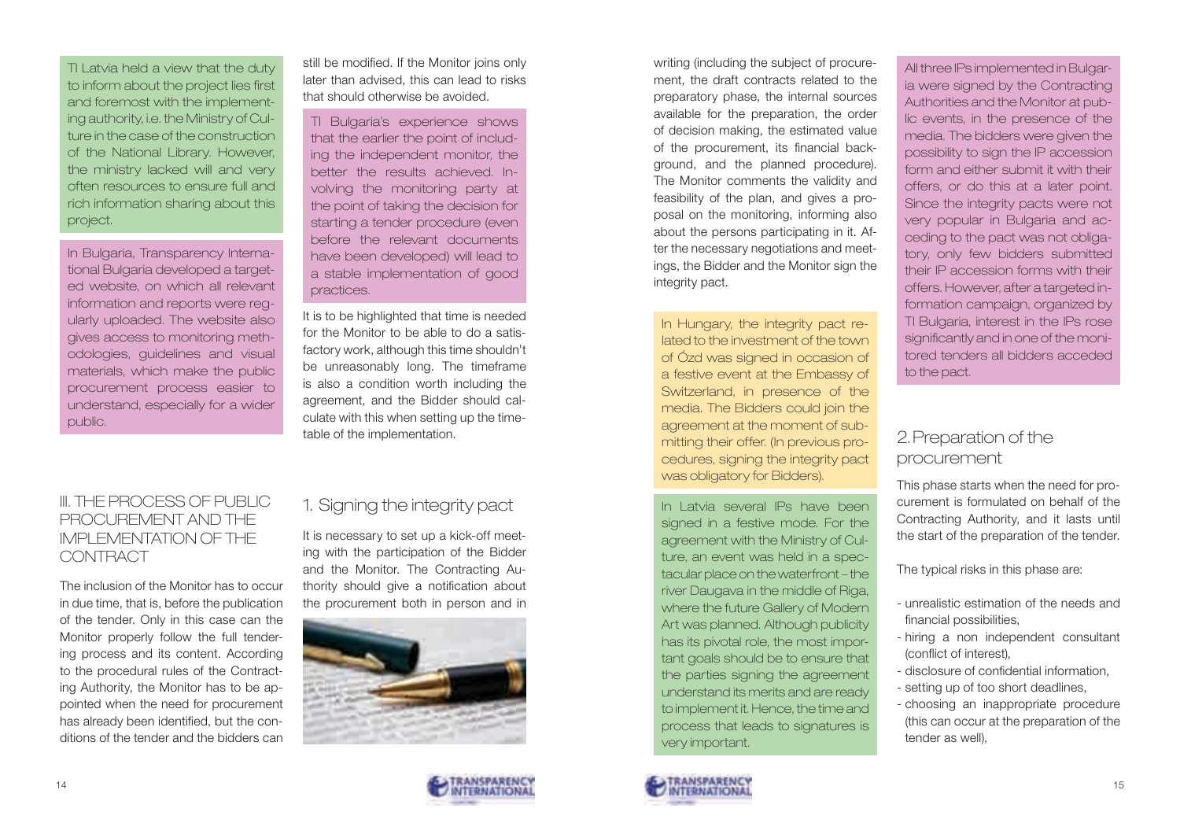TI Latvia held a view that the duty to inform about the project lies first and foremost with the implementing authority, i.e. the Ministry of Culture in the case of the construction of the National Library. However, the ministry lacked will and very often resources to ensure full and rich information sharing about this project.

In Bulgaria, Transparency International Bulgaria developed a targeted website, on which all relevant information and reports were regularly uploaded. The website also gives access to monitoring methodologies, guidelines and visual materials, which make the public procurement process easier to understand, especially for a wider public.

## III. THE PROCESS OF PUBLIC PROCUREMENT AND THE IMPLEMENTATION OF THE CONTRACT

The inclusion of the Monitor has to occur in due time, that is, before the publication of the tender. Only in this case can the Monitor properly follow the full tendering process and its content. According to the procedural rules of the Contracting Authority, the Monitor has to be appointed when the need for procurement has already been identified, but the conditions of the tender and the bidders can still be modified. If the Monitor joins only later than advised, this can lead to risks that should otherwise be avoided.

TI Bulgaria's experience shows that the earlier the point of including the independent monitor, the better the results achieved. Involving the monitoring party at the point of taking the decision for starting a tender procedure (even before the relevant documents have been developed) will lead to a stable implementation of good practices.

It is to be highlighted that time is needed for the Monitor to be able to do a satisfactory work, although this time shouldn't be unreasonably long. The timeframe is also a condition worth including the agreement, and the Bidder should calculate with this when setting up the timetable of the implementation.

### 1. Signing the integrity pact

It is necessary to set up a kick-off meeting with the participation of the Bidder and the Monitor. The Contracting Authority should give a notification about the procurement both in person and in writing (including the subject of procurement, the draft contracts related to the preparatory phase, the internal sources available for the preparation, the order of decision making, the estimated value of the procurement, its financial background, and the planned procedure). The Monitor comments the validity and feasibility of the plan, and gives a proposal on the monitoring, informing also about the persons participating in it. After the necessary negotiations and meetings, the Bidder and the Monitor sign the integrity pact.

In Hungary, the integrity pact related to the investment of the town of Ózd was signed in occasion of a festive event at the Embassy of Switzerland, in presence of the media. The Bidders could join the agreement at the moment of submitting their offer. (In previous procedures, signing the integrity pact was obligatory for Bidders).

In Latvia several IPs have been signed in a festive mode. For the agreement with the Ministry of Culture, an event was held in a spectacular place on the waterfront – the river Daugava in the middle of Riga, where the future Gallery of Modern Art was planned. Although publicity has its pivotal role, the most important goals should be to ensure that the parties signing the agreement understand its merits and are ready to implement it. Hence, the time and process that leads to signatures is very important.

All three IPs implemented in Bulgaria were signed by the Contracting Authorities and the Monitor at public events, in the presence of the media. The bidders were given the possibility to sign the IP accession form and either submit it with their offers, or do this at a later point. Since the integrity pacts were not very popular in Bulgaria and acceding to the pact was not obligatory, only few bidders submitted their IP accession forms with their offers. However, after a targeted information campaign, organized by TI Bulgaria, interest in the IPs rose significantly and in one of the monitored tenders all bidders acceded to the pact.

### 2. Preparation of the procurement

This phase starts when the need for procurement is formulated on behalf of the Contracting Authority, and it lasts until the start of the preparation of the tender.

The typical risks in this phase are:

- unrealistic estimation of the needs and financial possibilities,
- hiring a non independent consultant (conflict of interest),
- disclosure of confidential information,
- setting up of too short deadlines,
- choosing an inappropriate procedure (this can occur at the preparation of the tender as well),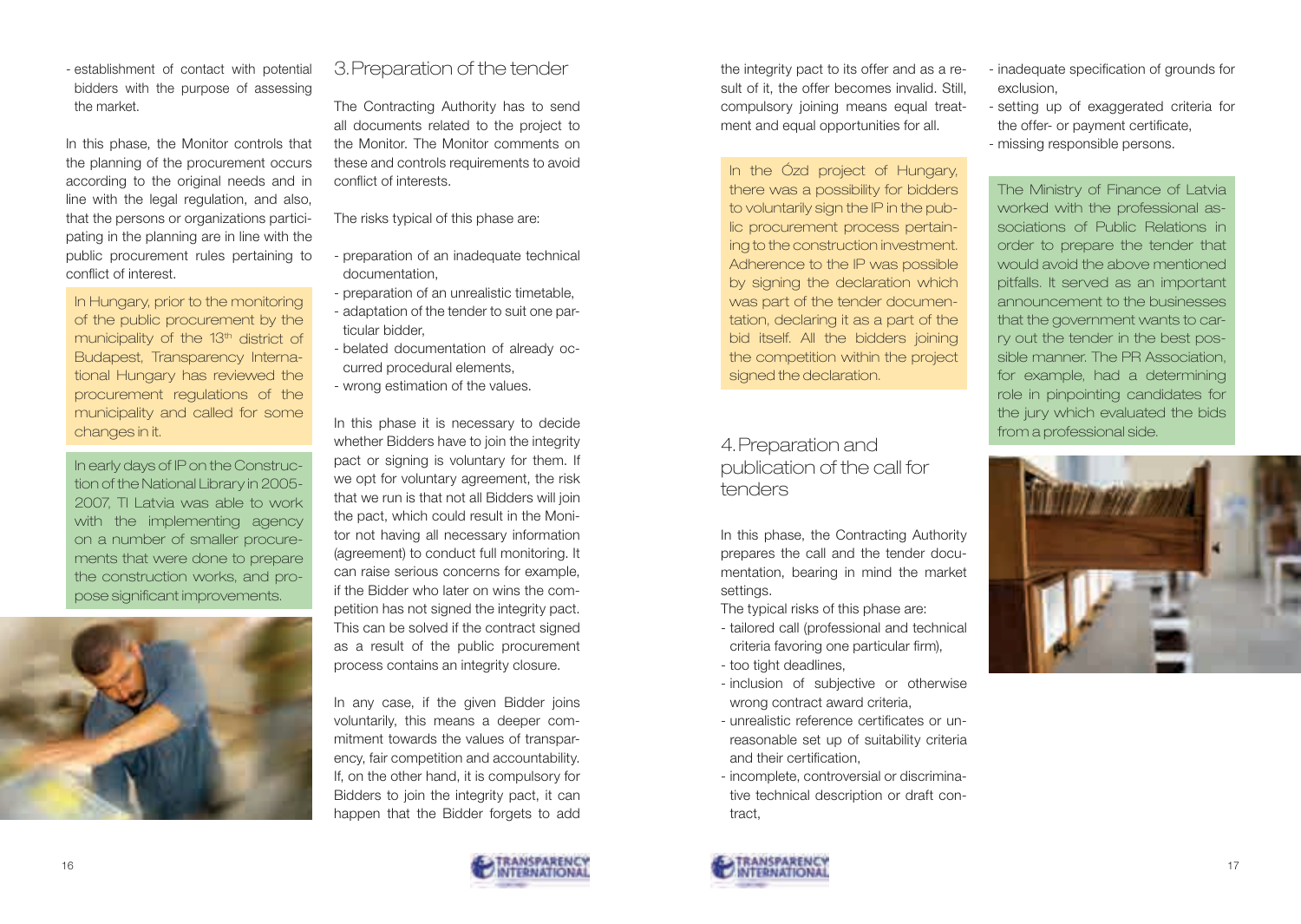- establishment of contact with potential bidders with the purpose of assessing the market.

In this phase, the Monitor controls that the planning of the procurement occurs according to the original needs and in line with the legal regulation, and also, that the persons or organizations participating in the planning are in line with the public procurement rules pertaining to conflict of interest.

In Hungary, prior to the monitoring of the public procurement by the municipality of the 13th district of Budapest, Transparency International Hungary has reviewed the procurement regulations of the municipality and called for some changes in it.

In early days of IP on the Construction of the National Library in 2005-2007, TI Latvia was able to work with the implementing agency on a number of smaller procurements that were done to prepare the construction works, and propose significant improvements.

## 3. Preparation of the tender

The Contracting Authority has to send all documents related to the project to the Monitor. The Monitor comments on these and controls requirements to avoid conflict of interests.

The risks typical of this phase are:

- preparation of an inadequate technical documentation,
- preparation of an unrealistic timetable,
- adaptation of the tender to suit one particular bidder,
- belated documentation of already occurred procedural elements,
- wrong estimation of the values.

In this phase it is necessary to decide whether Bidders have to join the integrity pact or signing is voluntary for them. If we opt for voluntary agreement, the risk that we run is that not all Bidders will join the pact, which could result in the Monitor not having all necessary information (agreement) to conduct full monitoring. It can raise serious concerns for example, if the Bidder who later on wins the competition has not signed the integrity pact. This can be solved if the contract signed as a result of the public procurement process contains an integrity closure.

In any case, if the given Bidder joins voluntarily, this means a deeper commitment towards the values of transparency, fair competition and accountability. If, on the other hand, it is compulsory for Bidders to join the integrity pact, it can happen that the Bidder forgets to add the integrity pact to its offer and as a result of it, the offer becomes invalid. Still, compulsory joining means equal treatment and equal opportunities for all.

In the Ózd project of Hungary, there was a possibility for bidders to voluntarily sign the IP in the public procurement process pertaining to the construction investment. Adherence to the IP was possible by signing the declaration which was part of the tender documentation, declaring it as a part of the bid itself. All the bidders joining the competition within the project signed the declaration.

## 4. Preparation and publication of the call for tenders

In this phase, the Contracting Authority prepares the call and the tender documentation, bearing in mind the market settings.

The typical risks of this phase are:

- tailored call (professional and technical criteria favoring one particular firm),
- too tight deadlines,
- inclusion of subjective or otherwise wrong contract award criteria,
- unrealistic reference certificates or unreasonable set up of suitability criteria and their certification,
- incomplete, controversial or discriminative technical description or draft contract,
- inadequate specification of grounds for exclusion,
- setting up of exaggerated criteria for the offer- or payment certificate,
- missing responsible persons.

The Ministry of Finance of Latvia worked with the professional associations of Public Relations in order to prepare the tender that would avoid the above mentioned pitfalls. It served as an important announcement to the businesses that the government wants to carry out the tender in the best possible manner. The PR Association, for example, had a determining role in pinpointing candidates for the jury which evaluated the bids from a professional side.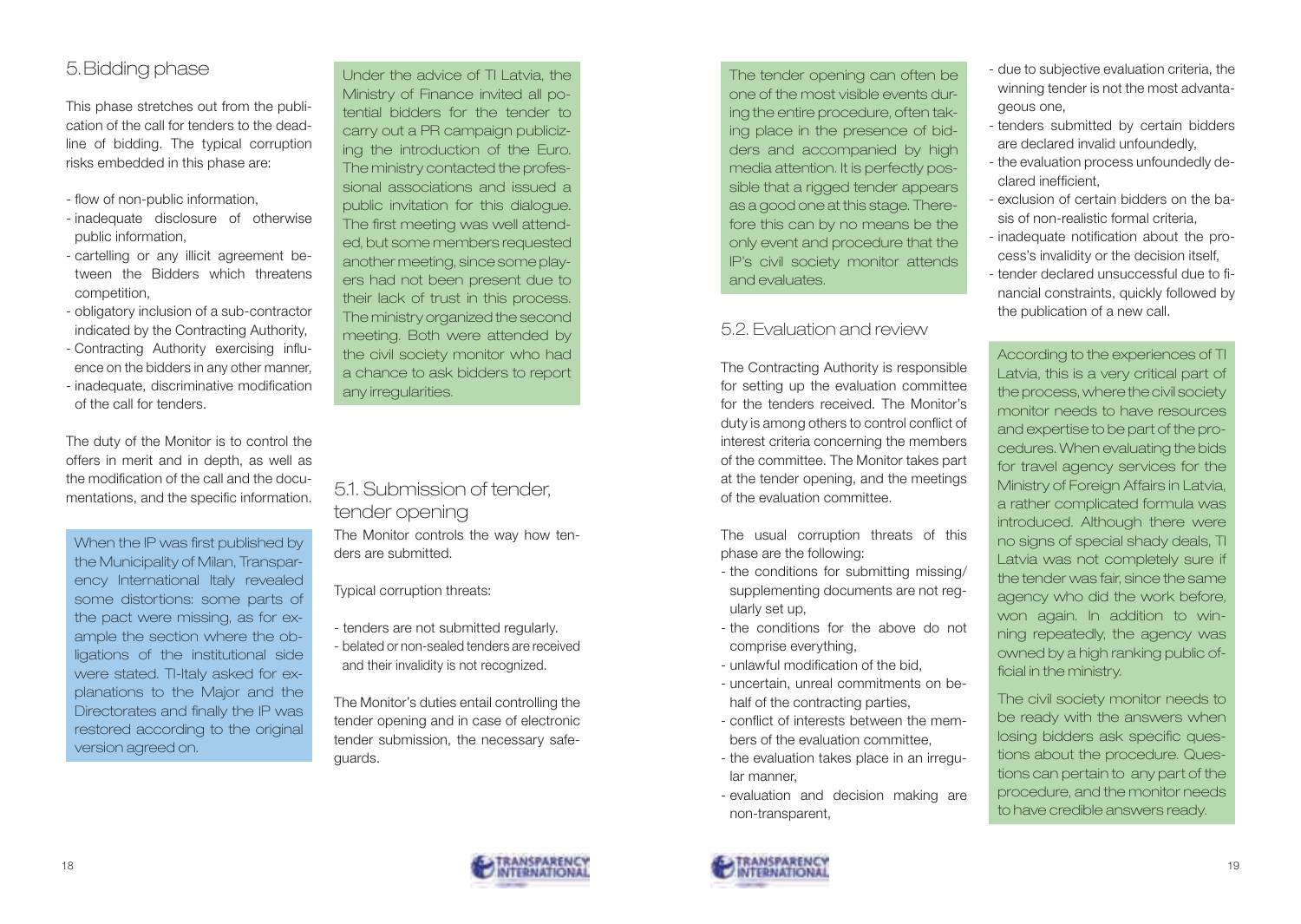## 5. Bidding phase

This phase stretches out from the publication of the call for tenders to the deadline of bidding. The typical corruption risks embedded in this phase are:

- flow of non-public information,
- inadequate disclosure of otherwise public information,
- cartelling or any illicit agreement between the Bidders which threatens competition,
- obligatory inclusion of a sub-contractor indicated by the Contracting Authority,
- Contracting Authority exercising influence on the bidders in any other manner,
- inadequate, discriminative modification of the call for tenders.

The duty of the Monitor is to control the offers in merit and in depth, as well as the modification of the call and the documentations, and the specific information.

When the IP was first published by the Municipality of Milan, Transparency International Italy revealed some distortions: some parts of the pact were missing, as for example the section where the obligations of the institutional side were stated. TI-Italy asked for explanations to the Major and the Directorates and finally the IP was restored according to the original version agreed on.

Under the advice of TI Latvia, the Ministry of Finance invited all potential bidders for the tender to carry out a PR campaign publicizing the introduction of the Euro. The ministry contacted the professional associations and issued a public invitation for this dialogue. The first meeting was well attended, but some members requested another meeting, since some players had not been present due to their lack of trust in this process. The ministry organized the second meeting. Both were attended by the civil society monitor who had a chance to ask bidders to report any irregularities.

### 5.1. Submission of tender, tender opening

The Monitor controls the way how tenders are submitted.

Typical corruption threats:

- tenders are not submitted regularly.
- belated or non-sealed tenders are received and their invalidity is not recognized.

The Monitor's duties entail controlling the tender opening and in case of electronic tender submission, the necessary safeguards.

The tender opening can often be one of the most visible events during the entire procedure, often taking place in the presence of bidders and accompanied by high media attention. It is perfectly possible that a rigged tender appears as a good one at this stage. Therefore this can by no means be the only event and procedure that the IP's civil society monitor attends and evaluates.

### 5.2. Evaluation and review

The Contracting Authority is responsible for setting up the evaluation committee for the tenders received. The Monitor's duty is among others to control conflict of interest criteria concerning the members of the committee. The Monitor takes part at the tender opening, and the meetings of the evaluation committee.

The usual corruption threats of this phase are the following:

- the conditions for submitting missing/ supplementing documents are not regularly set up,
- the conditions for the above do not comprise everything,
- unlawful modification of the bid,
- uncertain, unreal commitments on behalf of the contracting parties,
- conflict of interests between the members of the evaluation committee,
- the evaluation takes place in an irregular manner,
- evaluation and decision making are non-transparent,
- due to subjective evaluation criteria, the winning tender is not the most advantageous one,
- tenders submitted by certain bidders are declared invalid unfoundedly,
- the evaluation process unfoundedly declared inefficient,
- exclusion of certain bidders on the basis of non-realistic formal criteria,
- inadequate notification about the process's invalidity or the decision itself,
- tender declared unsuccessful due to financial constraints, quickly followed by the publication of a new call.

According to the experiences of TI Latvia, this is a very critical part of the process, where the civil society monitor needs to have resources and expertise to be part of the procedures. When evaluating the bids for travel agency services for the Ministry of Foreign Affairs in Latvia, a rather complicated formula was introduced. Although there were no signs of special shady deals, TI Latvia was not completely sure if the tender was fair, since the same agency who did the work before, won again. In addition to winning repeatedly, the agency was owned by a high ranking public official in the ministry.

The civil society monitor needs to be ready with the answers when losing bidders ask specific questions about the procedure. Questions can pertain to any part of the procedure, and the monitor needs to have credible answers ready.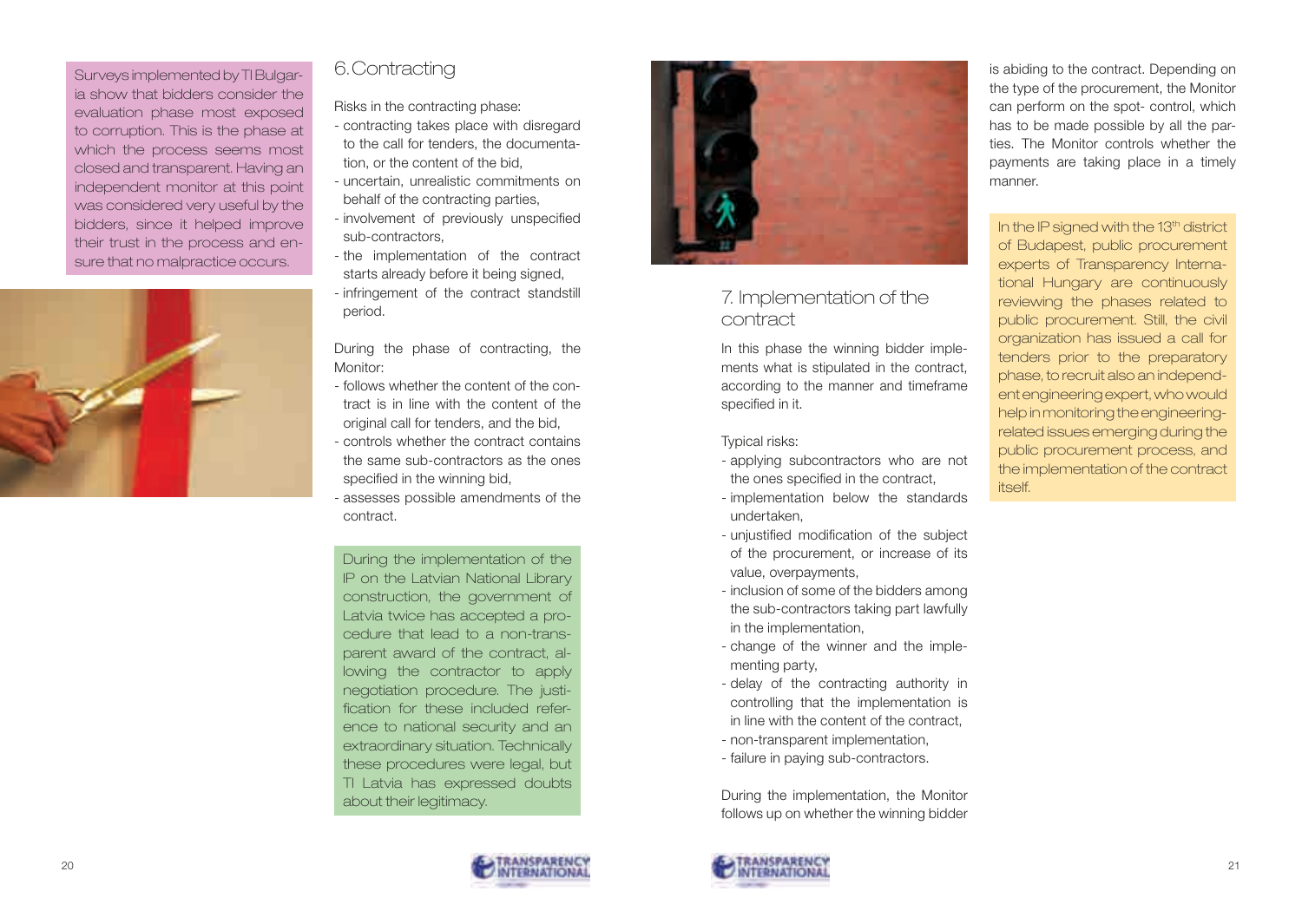Surveys implemented by TI Bulgaria show that bidders consider the evaluation phase most exposed to corruption. This is the phase at which the process seems most closed and transparent. Having an independent monitor at this point was considered very useful by the bidders, since it helped improve their trust in the process and ensure that no malpractice occurs.

## 6. Contracting

Risks in the contracting phase:

- contracting takes place with disregard to the call for tenders, the documentation, or the content of the bid,
- uncertain, unrealistic commitments on behalf of the contracting parties,
- involvement of previously unspecified sub-contractors,
- the implementation of the contract starts already before it being signed,
- infringement of the contract standstill period.

During the phase of contracting, the Monitor:

- follows whether the content of the contract is in line with the content of the original call for tenders, and the bid,
- controls whether the contract contains the same sub-contractors as the ones specified in the winning bid,
- assesses possible amendments of the contract.

During the implementation of the IP on the Latvian National Library construction, the government of Latvia twice has accepted a procedure that lead to a non-transparent award of the contract, allowing the contractor to apply negotiation procedure. The justification for these included reference to national security and an extraordinary situation. Technically these procedures were legal, but TI Latvia has expressed doubts about their legitimacy.

## 7. Implementation of the contract

In this phase the winning bidder implements what is stipulated in the contract, according to the manner and timeframe specified in it.

Typical risks:

- applying subcontractors who are not the ones specified in the contract,
- implementation below the standards undertaken,
- unjustified modification of the subject of the procurement, or increase of its value, overpayments,
- inclusion of some of the bidders among the sub-contractors taking part lawfully in the implementation,
- change of the winner and the implementing party,
- delay of the contracting authority in controlling that the implementation is in line with the content of the contract,
- non-transparent implementation,
- failure in paying sub-contractors.

During the implementation, the Monitor follows up on whether the winning bidder is abiding to the contract. Depending on the type of the procurement, the Monitor can perform on the spot- control, which has to be made possible by all the parties. The Monitor controls whether the payments are taking place in a timely manner.

In the IP signed with the 13th district of Budapest, public procurement experts of Transparency International Hungary are continuously reviewing the phases related to public procurement. Still, the civil organization has issued a call for tenders prior to the preparatory phase, to recruit also an independent engineering expert, who would help in monitoring the engineering-related issues emerging during the public procurement process, and the implementation of the contract itself.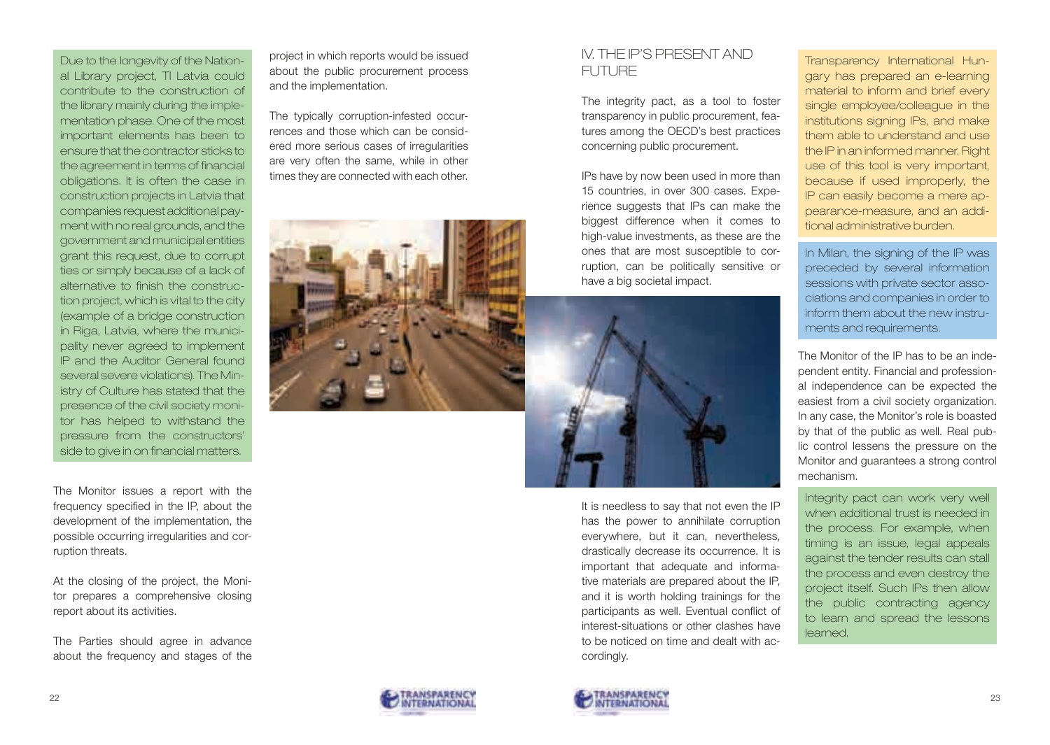Due to the longevity of the National Library project, TI Latvia could contribute to the construction of the library mainly during the implementation phase. One of the most important elements has been to ensure that the contractor sticks to the agreement in terms of financial obligations. It is often the case in construction projects in Latvia that companies request additional payment with no real grounds, and the government and municipal entities grant this request, due to corrupt ties or simply because of a lack of alternative to finish the construction project, which is vital to the city (example of a bridge construction in Riga, Latvia, where the municipality never agreed to implement IP and the Auditor General found several severe violations). The Ministry of Culture has stated that the presence of the civil society monitor has helped to withstand the pressure from the constructors' side to give in on financial matters.

The Monitor issues a report with the frequency specified in the IP, about the development of the implementation, the possible occurring irregularities and corruption threats.

At the closing of the project, the Monitor prepares a comprehensive closing report about its activities.

The Parties should agree in advance about the frequency and stages of the project in which reports would be issued about the public procurement process and the implementation.

The typically corruption-infested occurrences and those which can be considered more serious cases of irregularities are very often the same, while in other times they are connected with each other.

## IV. THE IP'S PRESENT AND FUTURE

The integrity pact, as a tool to foster transparency in public procurement, features among the OECD's best practices concerning public procurement.

IPs have by now been used in more than 15 countries, in over 300 cases. Experience suggests that IPs can make the biggest difference when it comes to high-value investments, as these are the ones that are most susceptible to corruption, can be politically sensitive or have a big societal impact.

It is needless to say that not even the IP has the power to annihilate corruption everywhere, but it can, nevertheless, drastically decrease its occurrence. It is important that adequate and informative materials are prepared about the IP, and it is worth holding trainings for the participants as well. Eventual conflict of interest-situations or other clashes have to be noticed on time and dealt with accordingly.

Transparency International Hungary has prepared an e-learning material to inform and brief every single employee/colleague in the institutions signing IPs, and make them able to understand and use the IP in an informed manner. Right use of this tool is very important, because if used improperly, the IP can easily become a mere appearance-measure, and an additional administrative burden.

In Milan, the signing of the IP was preceded by several information sessions with private sector associations and companies in order to inform them about the new instruments and requirements.

The Monitor of the IP has to be an independent entity. Financial and professional independence can be expected the easiest from a civil society organization. In any case, the Monitor's role is boasted by that of the public as well. Real public control lessens the pressure on the Monitor and guarantees a strong control mechanism.

Integrity pact can work very well when additional trust is needed in the process. For example, when timing is an issue, legal appeals against the tender results can stall the process and even destroy the project itself. Such IPs then allow the public contracting agency to learn and spread the lessons learned.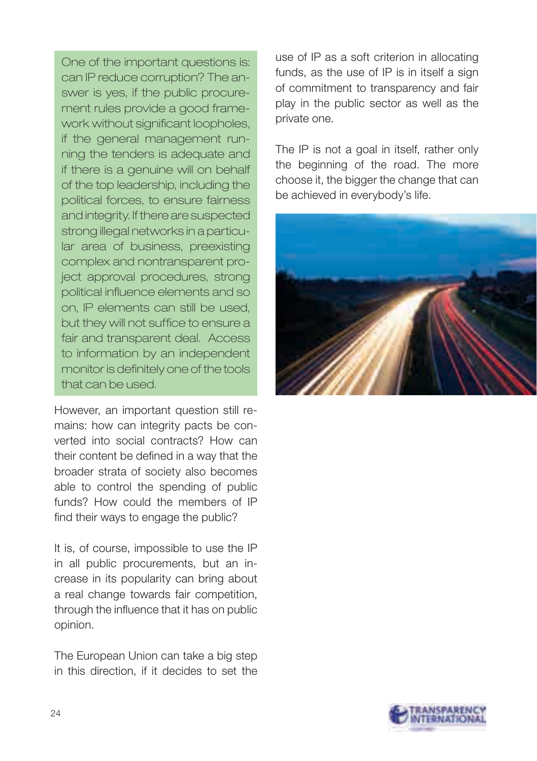One of the important questions is: can IP reduce corruption? The answer is yes, if the public procurement rules provide a good framework without significant loopholes, if the general management running the tenders is adequate and if there is a genuine will on behalf of the top leadership, including the political forces, to ensure fairness and integrity. If there are suspected strong illegal networks in a particular area of business, preexisting complex and nontransparent project approval procedures, strong political influence elements and so on, IP elements can still be used, but they will not suffice to ensure a fair and transparent deal. Access to information by an independent monitor is definitely one of the tools that can be used.

However, an important question still remains: how can integrity pacts be converted into social contracts? How can their content be defined in a way that the broader strata of society also becomes able to control the spending of public funds? How could the members of IP find their ways to engage the public?

It is, of course, impossible to use the IP in all public procurements, but an increase in its popularity can bring about a real change towards fair competition, through the influence that it has on public opinion.

The European Union can take a big step in this direction, if it decides to set the use of IP as a soft criterion in allocating funds, as the use of IP is in itself a sign of commitment to transparency and fair play in the public sector as well as the private one.

The IP is not a goal in itself, rather only the beginning of the road. The more choose it, the bigger the change that can be achieved in everybody's life.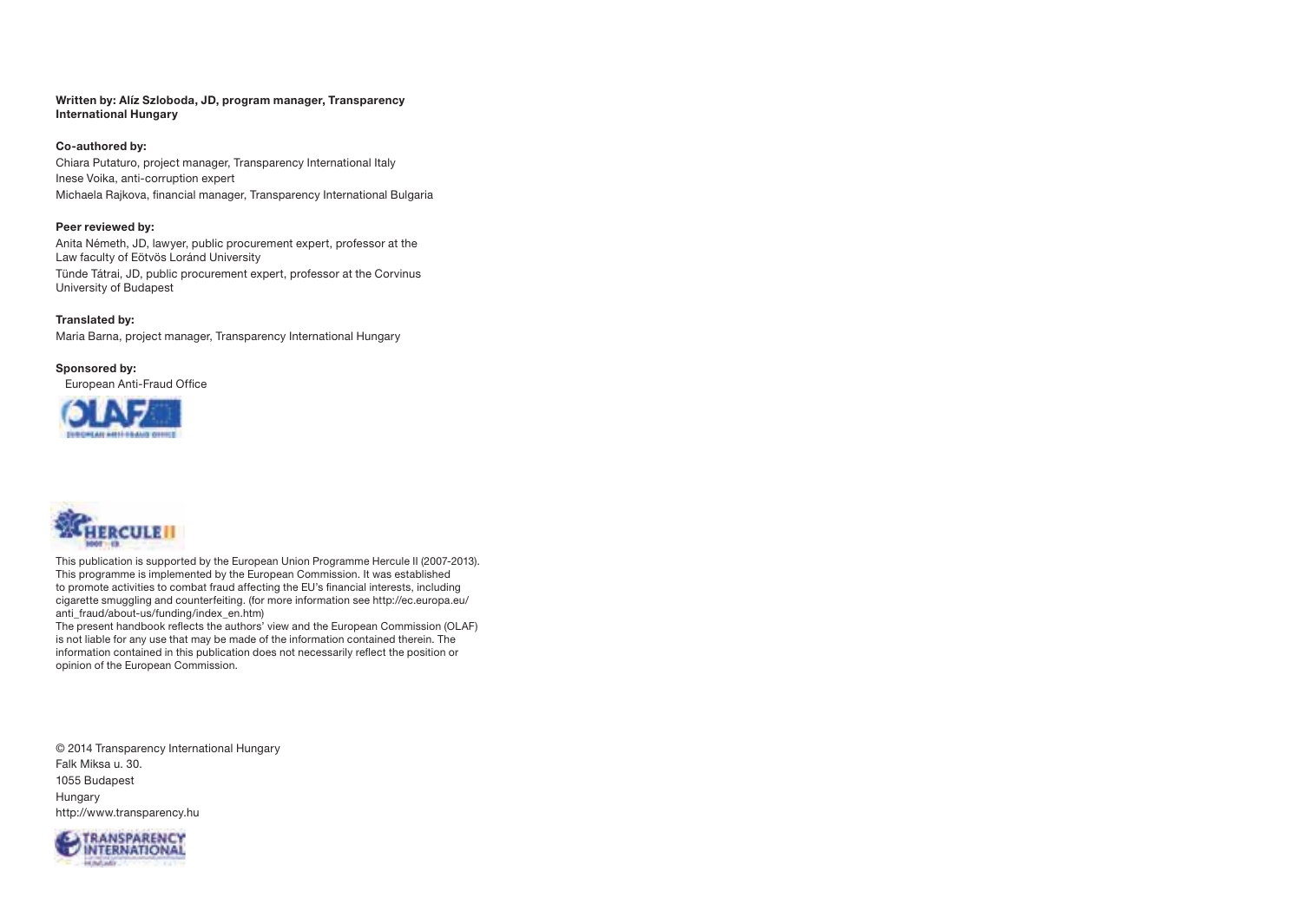**Written by: Alíz Szloboda, JD, program manager, Transparency International Hungary**

**Co-authored by:**

Chiara Putaturo, project manager, Transparency International Italy
Inese Voika, anti-corruption expert
Michaela Rajkova, financial manager, Transparency International Bulgaria

**Peer reviewed by:**

Anita Németh, JD, lawyer, public procurement expert, professor at the Law faculty of Eötvös Loránd University
Tünde Tátrai, JD, public procurement expert, professor at the Corvinus University of Budapest

**Translated by:**

Maria Barna, project manager, Transparency International Hungary

**Sponsored by:**

European Anti-Fraud Office

This publication is supported by the European Union Programme Hercule II (2007-2013). This programme is implemented by the European Commission. It was established to promote activities to combat fraud affecting the EU's financial interests, including cigarette smuggling and counterfeiting. (for more information see http://ec.europa.eu/anti_fraud/about-us/funding/index_en.htm)
The present handbook reflects the authors' view and the European Commission (OLAF) is not liable for any use that may be made of the information contained therein. The information contained in this publication does not necessarily reflect the position or opinion of the European Commission.

© 2014 Transparency International Hungary
Falk Miksa u. 30.
1055 Budapest
Hungary
http://www.transparency.hu